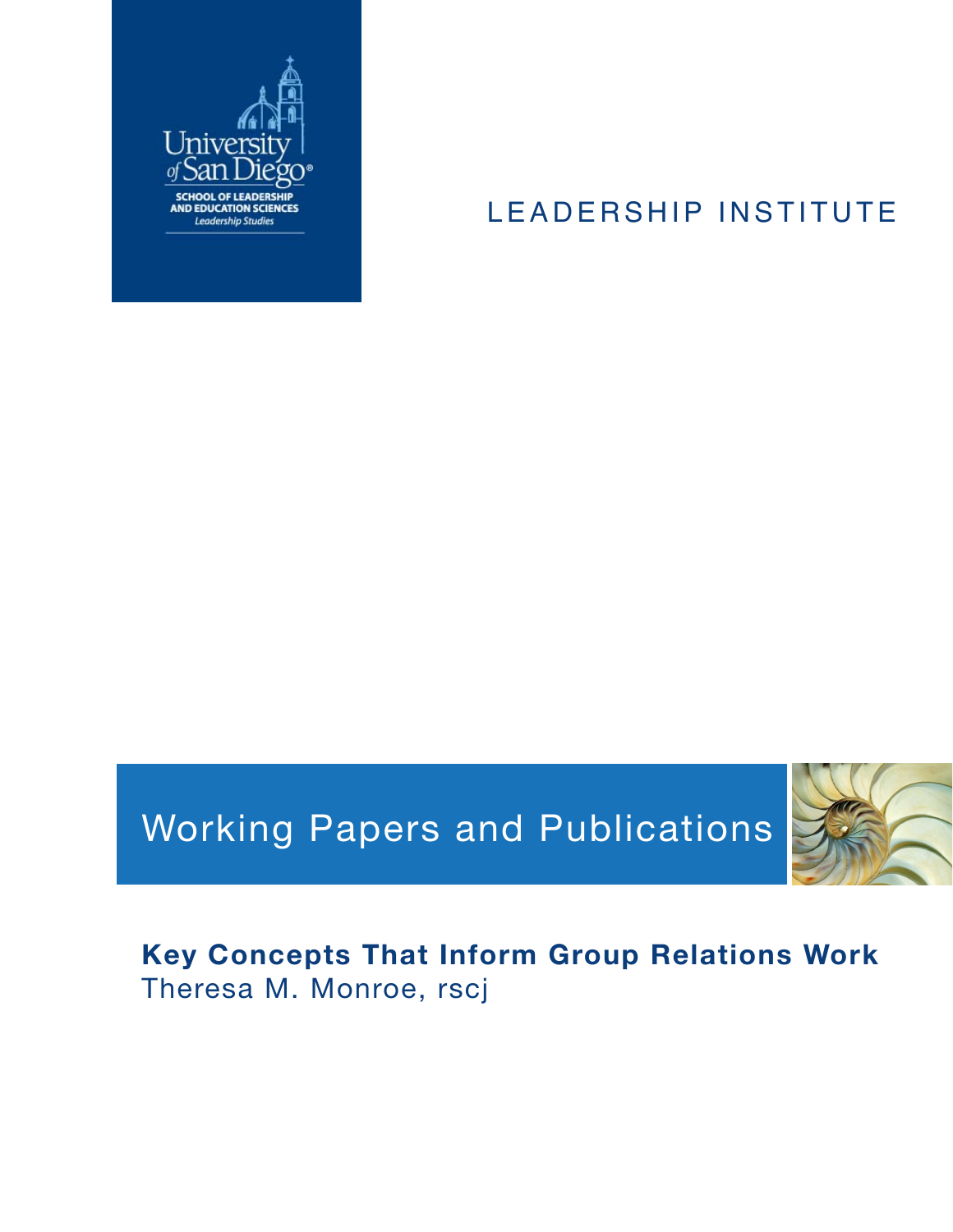University of San Diego

SCHOOL OF LEADERSHIP AND EDUCATION SCIENCES

*Leadership Studies*

LEADERSHIP INSTITUTE

Working Papers and Publications

# Key Concepts That Inform Group Relations Work

Theresa M. Monroe, rscj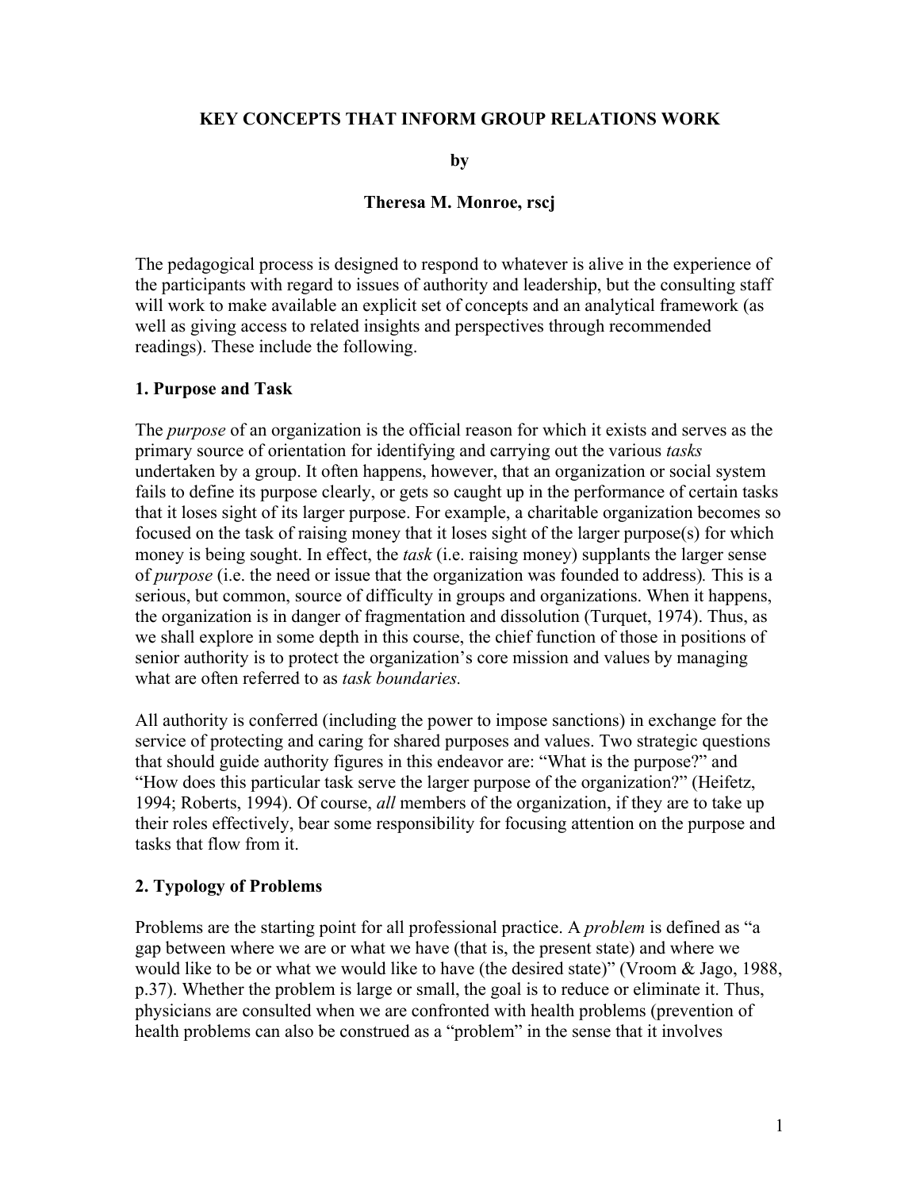**KEY CONCEPTS THAT INFORM GROUP RELATIONS WORK**

**by**

**Theresa M. Monroe, rscj**

The pedagogical process is designed to respond to whatever is alive in the experience of the participants with regard to issues of authority and leadership, but the consulting staff will work to make available an explicit set of concepts and an analytical framework (as well as giving access to related insights and perspectives through recommended readings). These include the following.

## 1. Purpose and Task

The *purpose* of an organization is the official reason for which it exists and serves as the primary source of orientation for identifying and carrying out the various *tasks* undertaken by a group. It often happens, however, that an organization or social system fails to define its purpose clearly, or gets so caught up in the performance of certain tasks that it loses sight of its larger purpose. For example, a charitable organization becomes so focused on the task of raising money that it loses sight of the larger purpose(s) for which money is being sought. In effect, the *task* (i.e. raising money) supplants the larger sense of *purpose* (i.e. the need or issue that the organization was founded to address). This is a serious, but common, source of difficulty in groups and organizations. When it happens, the organization is in danger of fragmentation and dissolution (Turquet, 1974). Thus, as we shall explore in some depth in this course, the chief function of those in positions of senior authority is to protect the organization's core mission and values by managing what are often referred to as *task boundaries.*

All authority is conferred (including the power to impose sanctions) in exchange for the service of protecting and caring for shared purposes and values. Two strategic questions that should guide authority figures in this endeavor are: "What is the purpose?" and "How does this particular task serve the larger purpose of the organization?" (Heifetz, 1994; Roberts, 1994). Of course, *all* members of the organization, if they are to take up their roles effectively, bear some responsibility for focusing attention on the purpose and tasks that flow from it.

## 2. Typology of Problems

Problems are the starting point for all professional practice. A *problem* is defined as "a gap between where we are or what we have (that is, the present state) and where we would like to be or what we would like to have (the desired state)" (Vroom & Jago, 1988, p.37). Whether the problem is large or small, the goal is to reduce or eliminate it. Thus, physicians are consulted when we are confronted with health problems (prevention of health problems can also be construed as a "problem" in the sense that it involves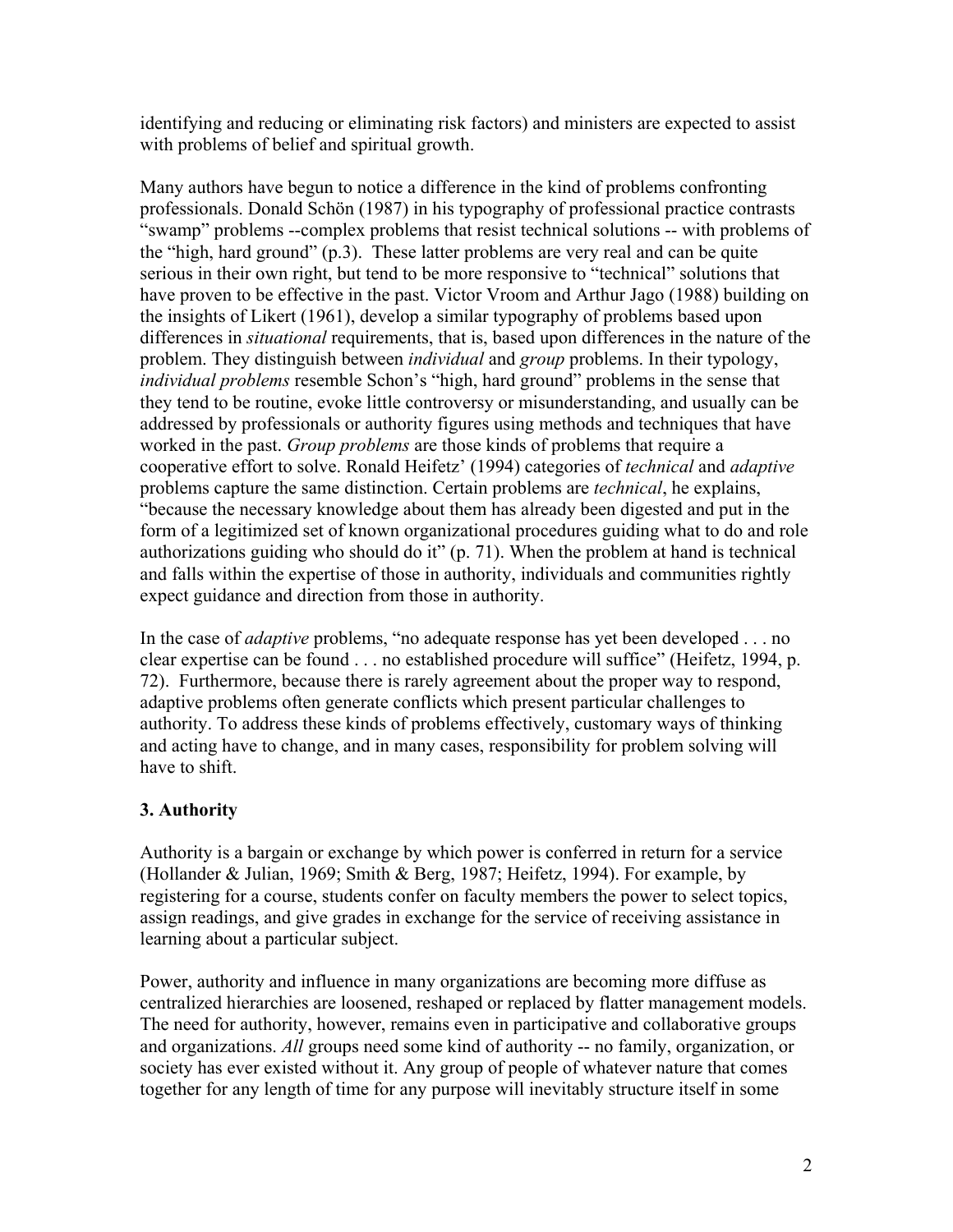identifying and reducing or eliminating risk factors) and ministers are expected to assist with problems of belief and spiritual growth.

Many authors have begun to notice a difference in the kind of problems confronting professionals. Donald Schön (1987) in his typography of professional practice contrasts "swamp" problems --complex problems that resist technical solutions -- with problems of the "high, hard ground" (p.3). These latter problems are very real and can be quite serious in their own right, but tend to be more responsive to "technical" solutions that have proven to be effective in the past. Victor Vroom and Arthur Jago (1988) building on the insights of Likert (1961), develop a similar typography of problems based upon differences in *situational* requirements, that is, based upon differences in the nature of the problem. They distinguish between *individual* and *group* problems. In their typology, *individual problems* resemble Schon's "high, hard ground" problems in the sense that they tend to be routine, evoke little controversy or misunderstanding, and usually can be addressed by professionals or authority figures using methods and techniques that have worked in the past. *Group problems* are those kinds of problems that require a cooperative effort to solve. Ronald Heifetz' (1994) categories of *technical* and *adaptive* problems capture the same distinction. Certain problems are *technical*, he explains, "because the necessary knowledge about them has already been digested and put in the form of a legitimized set of known organizational procedures guiding what to do and role authorizations guiding who should do it" (p. 71). When the problem at hand is technical and falls within the expertise of those in authority, individuals and communities rightly expect guidance and direction from those in authority.

In the case of *adaptive* problems, "no adequate response has yet been developed . . . no clear expertise can be found . . . no established procedure will suffice" (Heifetz, 1994, p. 72). Furthermore, because there is rarely agreement about the proper way to respond, adaptive problems often generate conflicts which present particular challenges to authority. To address these kinds of problems effectively, customary ways of thinking and acting have to change, and in many cases, responsibility for problem solving will have to shift.

## 3. Authority

Authority is a bargain or exchange by which power is conferred in return for a service (Hollander & Julian, 1969; Smith & Berg, 1987; Heifetz, 1994). For example, by registering for a course, students confer on faculty members the power to select topics, assign readings, and give grades in exchange for the service of receiving assistance in learning about a particular subject.

Power, authority and influence in many organizations are becoming more diffuse as centralized hierarchies are loosened, reshaped or replaced by flatter management models. The need for authority, however, remains even in participative and collaborative groups and organizations. *All* groups need some kind of authority -- no family, organization, or society has ever existed without it. Any group of people of whatever nature that comes together for any length of time for any purpose will inevitably structure itself in some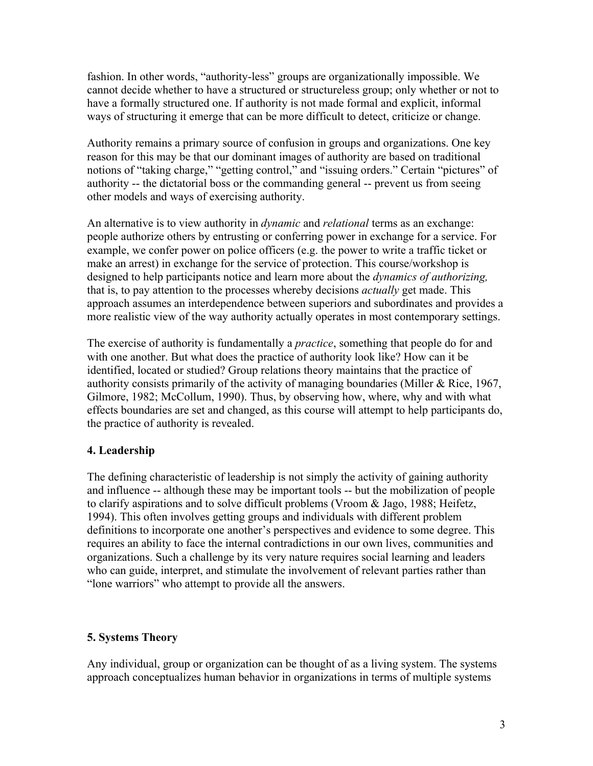fashion. In other words, "authority-less" groups are organizationally impossible. We cannot decide whether to have a structured or structureless group; only whether or not to have a formally structured one. If authority is not made formal and explicit, informal ways of structuring it emerge that can be more difficult to detect, criticize or change.

Authority remains a primary source of confusion in groups and organizations. One key reason for this may be that our dominant images of authority are based on traditional notions of "taking charge," "getting control," and "issuing orders." Certain "pictures" of authority -- the dictatorial boss or the commanding general -- prevent us from seeing other models and ways of exercising authority.

An alternative is to view authority in *dynamic* and *relational* terms as an exchange: people authorize others by entrusting or conferring power in exchange for a service. For example, we confer power on police officers (e.g. the power to write a traffic ticket or make an arrest) in exchange for the service of protection. This course/workshop is designed to help participants notice and learn more about the *dynamics of authorizing,* that is, to pay attention to the processes whereby decisions *actually* get made. This approach assumes an interdependence between superiors and subordinates and provides a more realistic view of the way authority actually operates in most contemporary settings.

The exercise of authority is fundamentally a *practice*, something that people do for and with one another. But what does the practice of authority look like? How can it be identified, located or studied? Group relations theory maintains that the practice of authority consists primarily of the activity of managing boundaries (Miller & Rice, 1967, Gilmore, 1982; McCollum, 1990). Thus, by observing how, where, why and with what effects boundaries are set and changed, as this course will attempt to help participants do, the practice of authority is revealed.

## 4. Leadership

The defining characteristic of leadership is not simply the activity of gaining authority and influence -- although these may be important tools -- but the mobilization of people to clarify aspirations and to solve difficult problems (Vroom & Jago, 1988; Heifetz, 1994). This often involves getting groups and individuals with different problem definitions to incorporate one another's perspectives and evidence to some degree. This requires an ability to face the internal contradictions in our own lives, communities and organizations. Such a challenge by its very nature requires social learning and leaders who can guide, interpret, and stimulate the involvement of relevant parties rather than "lone warriors" who attempt to provide all the answers.

## 5. Systems Theory

Any individual, group or organization can be thought of as a living system. The systems approach conceptualizes human behavior in organizations in terms of multiple systems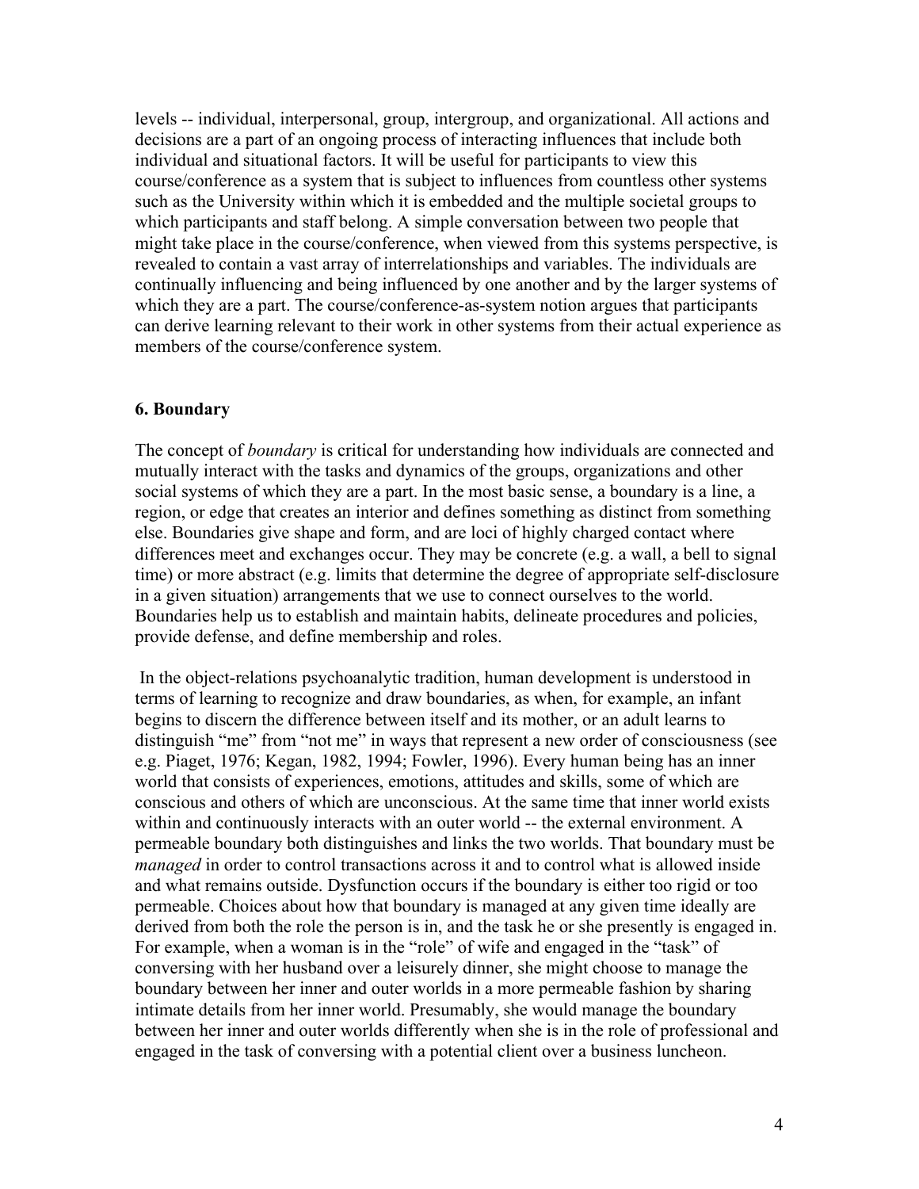levels -- individual, interpersonal, group, intergroup, and organizational. All actions and decisions are a part of an ongoing process of interacting influences that include both individual and situational factors. It will be useful for participants to view this course/conference as a system that is subject to influences from countless other systems such as the University within which it is embedded and the multiple societal groups to which participants and staff belong. A simple conversation between two people that might take place in the course/conference, when viewed from this systems perspective, is revealed to contain a vast array of interrelationships and variables. The individuals are continually influencing and being influenced by one another and by the larger systems of which they are a part. The course/conference-as-system notion argues that participants can derive learning relevant to their work in other systems from their actual experience as members of the course/conference system.

### 6. Boundary

The concept of *boundary* is critical for understanding how individuals are connected and mutually interact with the tasks and dynamics of the groups, organizations and other social systems of which they are a part. In the most basic sense, a boundary is a line, a region, or edge that creates an interior and defines something as distinct from something else. Boundaries give shape and form, and are loci of highly charged contact where differences meet and exchanges occur. They may be concrete (e.g. a wall, a bell to signal time) or more abstract (e.g. limits that determine the degree of appropriate self-disclosure in a given situation) arrangements that we use to connect ourselves to the world. Boundaries help us to establish and maintain habits, delineate procedures and policies, provide defense, and define membership and roles.

In the object-relations psychoanalytic tradition, human development is understood in terms of learning to recognize and draw boundaries, as when, for example, an infant begins to discern the difference between itself and its mother, or an adult learns to distinguish "me" from "not me" in ways that represent a new order of consciousness (see e.g. Piaget, 1976; Kegan, 1982, 1994; Fowler, 1996). Every human being has an inner world that consists of experiences, emotions, attitudes and skills, some of which are conscious and others of which are unconscious. At the same time that inner world exists within and continuously interacts with an outer world -- the external environment. A permeable boundary both distinguishes and links the two worlds. That boundary must be *managed* in order to control transactions across it and to control what is allowed inside and what remains outside. Dysfunction occurs if the boundary is either too rigid or too permeable. Choices about how that boundary is managed at any given time ideally are derived from both the role the person is in, and the task he or she presently is engaged in. For example, when a woman is in the "role" of wife and engaged in the "task" of conversing with her husband over a leisurely dinner, she might choose to manage the boundary between her inner and outer worlds in a more permeable fashion by sharing intimate details from her inner world. Presumably, she would manage the boundary between her inner and outer worlds differently when she is in the role of professional and engaged in the task of conversing with a potential client over a business luncheon.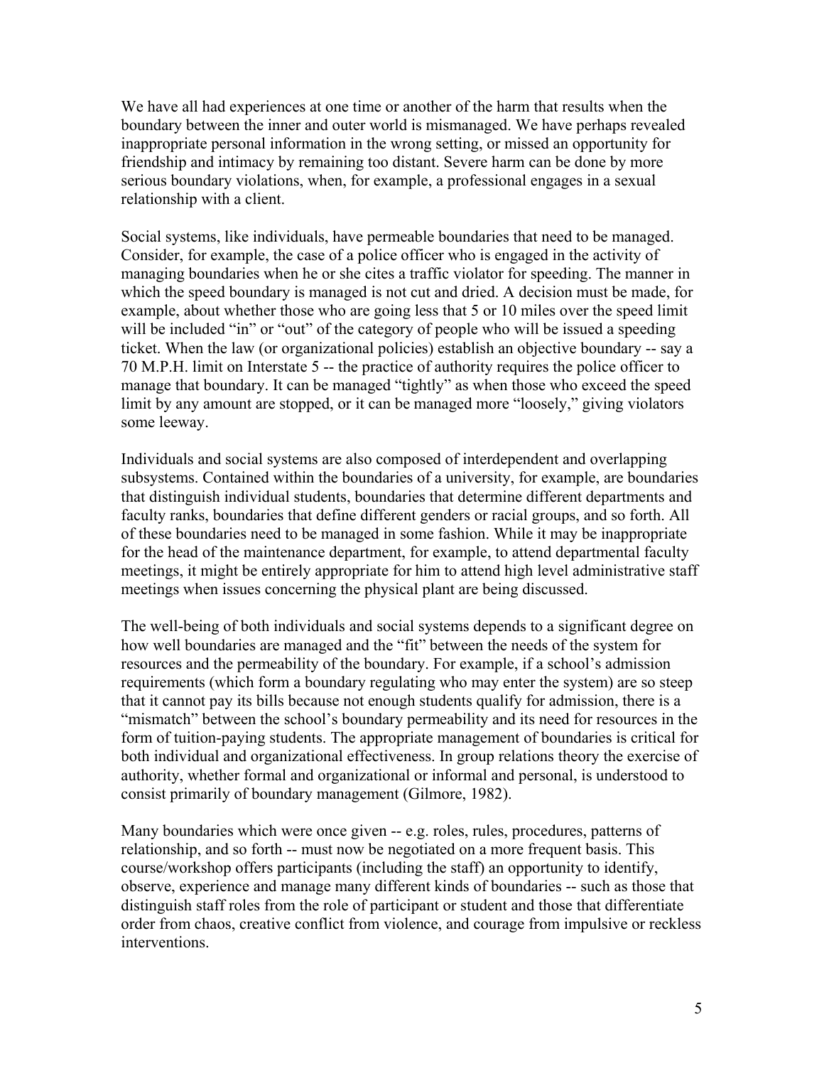We have all had experiences at one time or another of the harm that results when the boundary between the inner and outer world is mismanaged. We have perhaps revealed inappropriate personal information in the wrong setting, or missed an opportunity for friendship and intimacy by remaining too distant. Severe harm can be done by more serious boundary violations, when, for example, a professional engages in a sexual relationship with a client.

Social systems, like individuals, have permeable boundaries that need to be managed. Consider, for example, the case of a police officer who is engaged in the activity of managing boundaries when he or she cites a traffic violator for speeding. The manner in which the speed boundary is managed is not cut and dried. A decision must be made, for example, about whether those who are going less that 5 or 10 miles over the speed limit will be included "in" or "out" of the category of people who will be issued a speeding ticket. When the law (or organizational policies) establish an objective boundary -- say a 70 M.P.H. limit on Interstate 5 -- the practice of authority requires the police officer to manage that boundary. It can be managed "tightly" as when those who exceed the speed limit by any amount are stopped, or it can be managed more "loosely," giving violators some leeway.

Individuals and social systems are also composed of interdependent and overlapping subsystems. Contained within the boundaries of a university, for example, are boundaries that distinguish individual students, boundaries that determine different departments and faculty ranks, boundaries that define different genders or racial groups, and so forth. All of these boundaries need to be managed in some fashion. While it may be inappropriate for the head of the maintenance department, for example, to attend departmental faculty meetings, it might be entirely appropriate for him to attend high level administrative staff meetings when issues concerning the physical plant are being discussed.

The well-being of both individuals and social systems depends to a significant degree on how well boundaries are managed and the "fit" between the needs of the system for resources and the permeability of the boundary. For example, if a school's admission requirements (which form a boundary regulating who may enter the system) are so steep that it cannot pay its bills because not enough students qualify for admission, there is a "mismatch" between the school's boundary permeability and its need for resources in the form of tuition-paying students. The appropriate management of boundaries is critical for both individual and organizational effectiveness. In group relations theory the exercise of authority, whether formal and organizational or informal and personal, is understood to consist primarily of boundary management (Gilmore, 1982).

Many boundaries which were once given -- e.g. roles, rules, procedures, patterns of relationship, and so forth -- must now be negotiated on a more frequent basis. This course/workshop offers participants (including the staff) an opportunity to identify, observe, experience and manage many different kinds of boundaries -- such as those that distinguish staff roles from the role of participant or student and those that differentiate order from chaos, creative conflict from violence, and courage from impulsive or reckless interventions.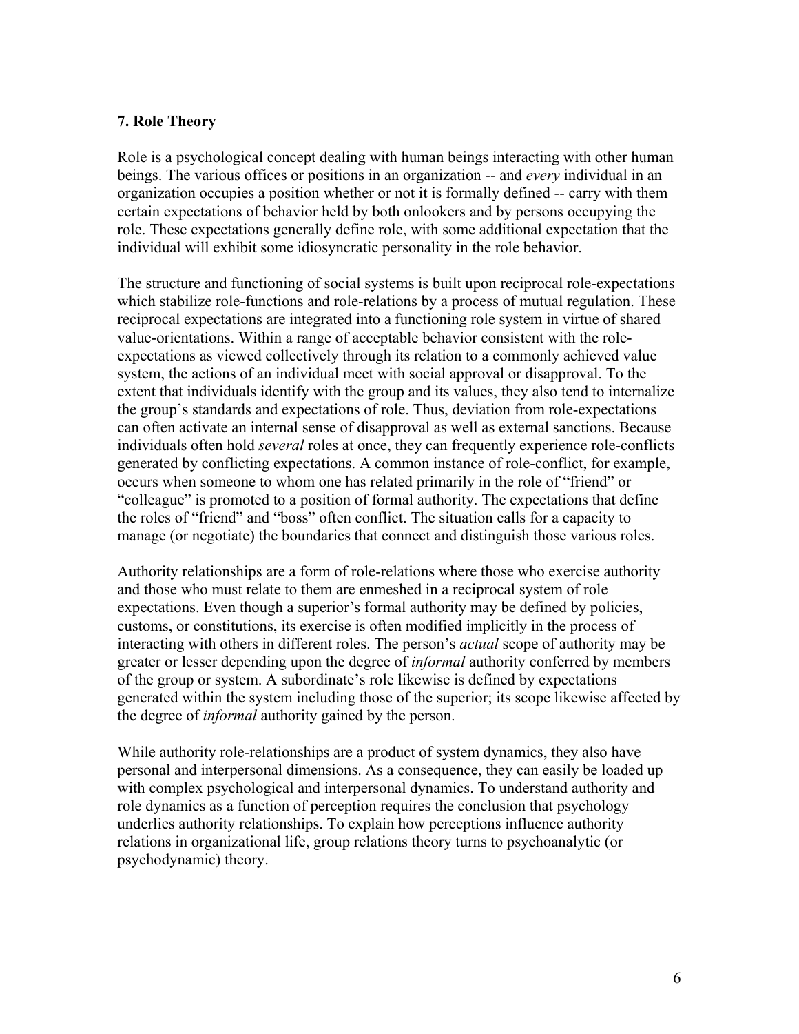### 7. Role Theory

Role is a psychological concept dealing with human beings interacting with other human beings. The various offices or positions in an organization -- and *every* individual in an organization occupies a position whether or not it is formally defined -- carry with them certain expectations of behavior held by both onlookers and by persons occupying the role. These expectations generally define role, with some additional expectation that the individual will exhibit some idiosyncratic personality in the role behavior.

The structure and functioning of social systems is built upon reciprocal role-expectations which stabilize role-functions and role-relations by a process of mutual regulation. These reciprocal expectations are integrated into a functioning role system in virtue of shared value-orientations. Within a range of acceptable behavior consistent with the role-expectations as viewed collectively through its relation to a commonly achieved value system, the actions of an individual meet with social approval or disapproval. To the extent that individuals identify with the group and its values, they also tend to internalize the group's standards and expectations of role. Thus, deviation from role-expectations can often activate an internal sense of disapproval as well as external sanctions. Because individuals often hold *several* roles at once, they can frequently experience role-conflicts generated by conflicting expectations. A common instance of role-conflict, for example, occurs when someone to whom one has related primarily in the role of "friend" or "colleague" is promoted to a position of formal authority. The expectations that define the roles of "friend" and "boss" often conflict. The situation calls for a capacity to manage (or negotiate) the boundaries that connect and distinguish those various roles.

Authority relationships are a form of role-relations where those who exercise authority and those who must relate to them are enmeshed in a reciprocal system of role expectations. Even though a superior's formal authority may be defined by policies, customs, or constitutions, its exercise is often modified implicitly in the process of interacting with others in different roles. The person's *actual* scope of authority may be greater or lesser depending upon the degree of *informal* authority conferred by members of the group or system. A subordinate's role likewise is defined by expectations generated within the system including those of the superior; its scope likewise affected by the degree of *informal* authority gained by the person.

While authority role-relationships are a product of system dynamics, they also have personal and interpersonal dimensions. As a consequence, they can easily be loaded up with complex psychological and interpersonal dynamics. To understand authority and role dynamics as a function of perception requires the conclusion that psychology underlies authority relationships. To explain how perceptions influence authority relations in organizational life, group relations theory turns to psychoanalytic (or psychodynamic) theory.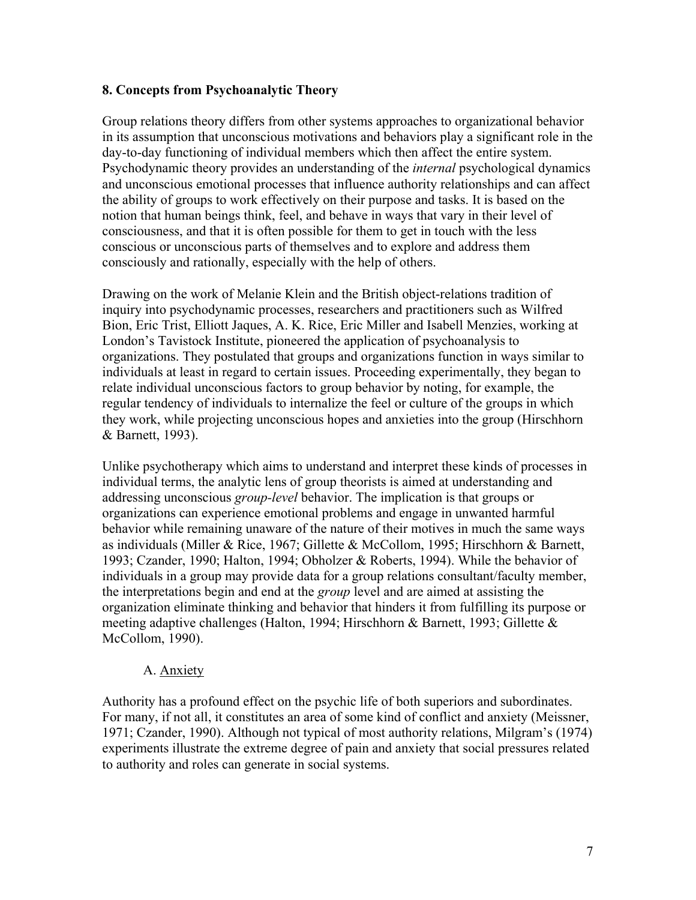## 8. Concepts from Psychoanalytic Theory

Group relations theory differs from other systems approaches to organizational behavior in its assumption that unconscious motivations and behaviors play a significant role in the day-to-day functioning of individual members which then affect the entire system. Psychodynamic theory provides an understanding of the *internal* psychological dynamics and unconscious emotional processes that influence authority relationships and can affect the ability of groups to work effectively on their purpose and tasks. It is based on the notion that human beings think, feel, and behave in ways that vary in their level of consciousness, and that it is often possible for them to get in touch with the less conscious or unconscious parts of themselves and to explore and address them consciously and rationally, especially with the help of others.

Drawing on the work of Melanie Klein and the British object-relations tradition of inquiry into psychodynamic processes, researchers and practitioners such as Wilfred Bion, Eric Trist, Elliott Jaques, A. K. Rice, Eric Miller and Isabell Menzies, working at London's Tavistock Institute, pioneered the application of psychoanalysis to organizations. They postulated that groups and organizations function in ways similar to individuals at least in regard to certain issues. Proceeding experimentally, they began to relate individual unconscious factors to group behavior by noting, for example, the regular tendency of individuals to internalize the feel or culture of the groups in which they work, while projecting unconscious hopes and anxieties into the group (Hirschhorn & Barnett, 1993).

Unlike psychotherapy which aims to understand and interpret these kinds of processes in individual terms, the analytic lens of group theorists is aimed at understanding and addressing unconscious *group-level* behavior. The implication is that groups or organizations can experience emotional problems and engage in unwanted harmful behavior while remaining unaware of the nature of their motives in much the same ways as individuals (Miller & Rice, 1967; Gillette & McCollom, 1995; Hirschhorn & Barnett, 1993; Czander, 1990; Halton, 1994; Obholzer & Roberts, 1994). While the behavior of individuals in a group may provide data for a group relations consultant/faculty member, the interpretations begin and end at the *group* level and are aimed at assisting the organization eliminate thinking and behavior that hinders it from fulfilling its purpose or meeting adaptive challenges (Halton, 1994; Hirschhorn & Barnett, 1993; Gillette & McCollom, 1990).

### A. Anxiety

Authority has a profound effect on the psychic life of both superiors and subordinates. For many, if not all, it constitutes an area of some kind of conflict and anxiety (Meissner, 1971; Czander, 1990). Although not typical of most authority relations, Milgram's (1974) experiments illustrate the extreme degree of pain and anxiety that social pressures related to authority and roles can generate in social systems.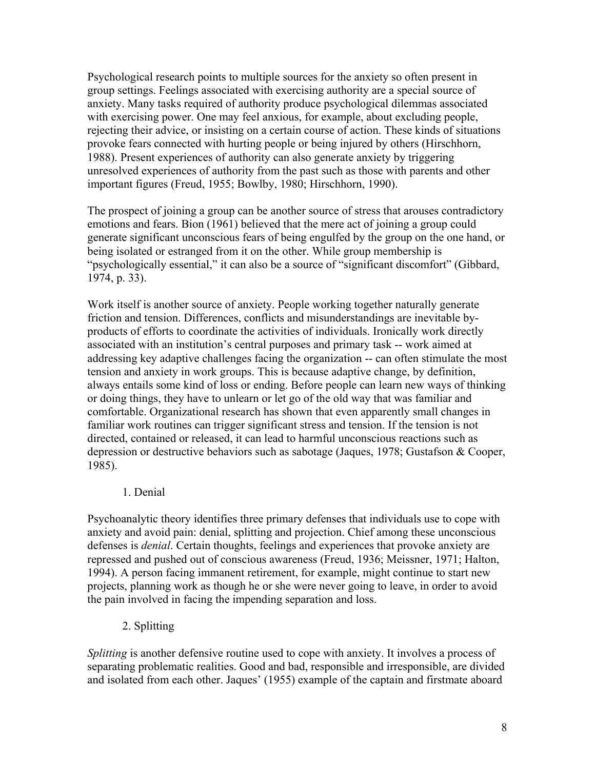Psychological research points to multiple sources for the anxiety so often present in group settings. Feelings associated with exercising authority are a special source of anxiety. Many tasks required of authority produce psychological dilemmas associated with exercising power. One may feel anxious, for example, about excluding people, rejecting their advice, or insisting on a certain course of action. These kinds of situations provoke fears connected with hurting people or being injured by others (Hirschhorn, 1988). Present experiences of authority can also generate anxiety by triggering unresolved experiences of authority from the past such as those with parents and other important figures (Freud, 1955; Bowlby, 1980; Hirschhorn, 1990).

The prospect of joining a group can be another source of stress that arouses contradictory emotions and fears. Bion (1961) believed that the mere act of joining a group could generate significant unconscious fears of being engulfed by the group on the one hand, or being isolated or estranged from it on the other. While group membership is "psychologically essential," it can also be a source of "significant discomfort" (Gibbard, 1974, p. 33).

Work itself is another source of anxiety. People working together naturally generate friction and tension. Differences, conflicts and misunderstandings are inevitable by-products of efforts to coordinate the activities of individuals. Ironically work directly associated with an institution's central purposes and primary task -- work aimed at addressing key adaptive challenges facing the organization -- can often stimulate the most tension and anxiety in work groups. This is because adaptive change, by definition, always entails some kind of loss or ending. Before people can learn new ways of thinking or doing things, they have to unlearn or let go of the old way that was familiar and comfortable. Organizational research has shown that even apparently small changes in familiar work routines can trigger significant stress and tension. If the tension is not directed, contained or released, it can lead to harmful unconscious reactions such as depression or destructive behaviors such as sabotage (Jaques, 1978; Gustafson & Cooper, 1985).

1. Denial

Psychoanalytic theory identifies three primary defenses that individuals use to cope with anxiety and avoid pain: denial, splitting and projection. Chief among these unconscious defenses is *denial*. Certain thoughts, feelings and experiences that provoke anxiety are repressed and pushed out of conscious awareness (Freud, 1936; Meissner, 1971; Halton, 1994). A person facing immanent retirement, for example, might continue to start new projects, planning work as though he or she were never going to leave, in order to avoid the pain involved in facing the impending separation and loss.

2. Splitting

*Splitting* is another defensive routine used to cope with anxiety. It involves a process of separating problematic realities. Good and bad, responsible and irresponsible, are divided and isolated from each other. Jaques' (1955) example of the captain and firstmate aboard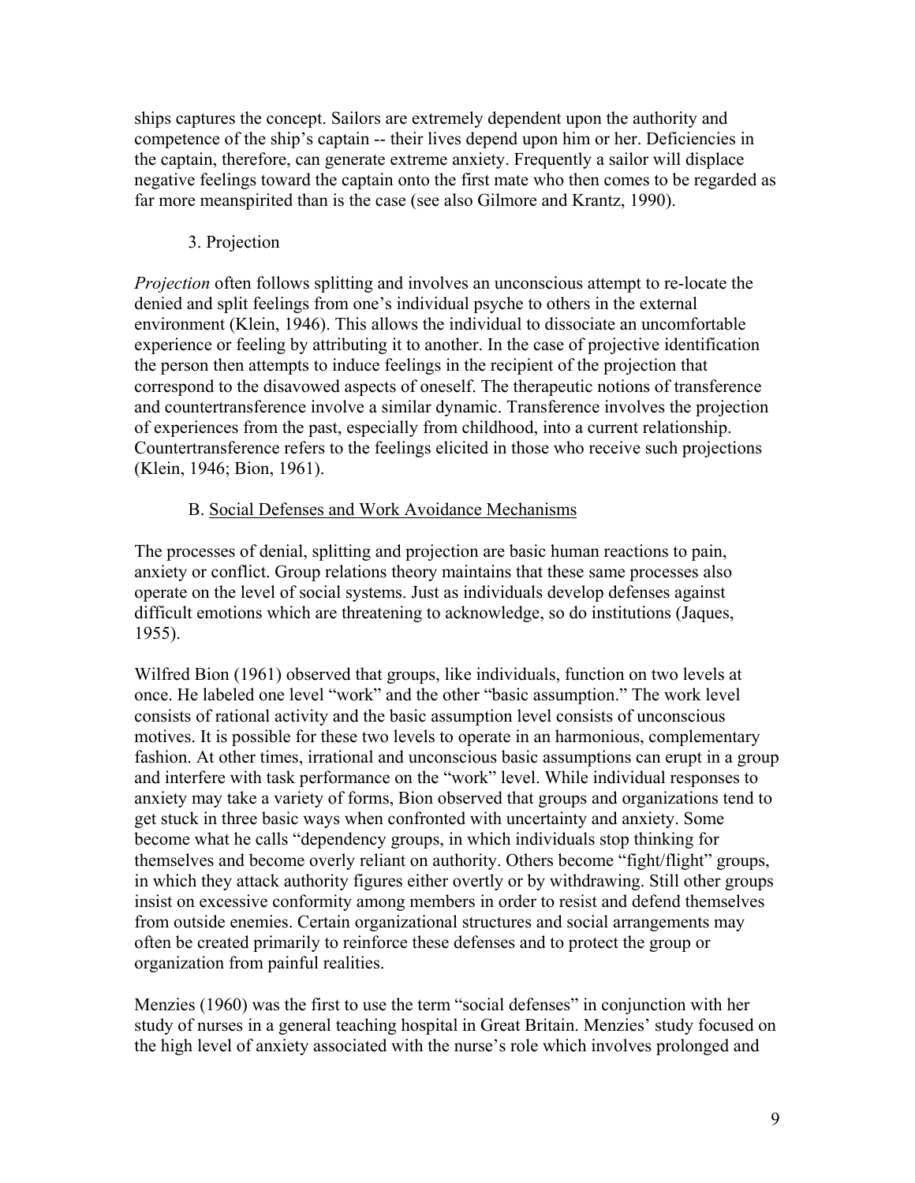ships captures the concept. Sailors are extremely dependent upon the authority and competence of the ship's captain -- their lives depend upon him or her. Deficiencies in the captain, therefore, can generate extreme anxiety. Frequently a sailor will displace negative feelings toward the captain onto the first mate who then comes to be regarded as far more meanspirited than is the case (see also Gilmore and Krantz, 1990).

### 3. Projection

*Projection* often follows splitting and involves an unconscious attempt to re-locate the denied and split feelings from one's individual psyche to others in the external environment (Klein, 1946). This allows the individual to dissociate an uncomfortable experience or feeling by attributing it to another. In the case of projective identification the person then attempts to induce feelings in the recipient of the projection that correspond to the disavowed aspects of oneself. The therapeutic notions of transference and countertransference involve a similar dynamic. Transference involves the projection of experiences from the past, especially from childhood, into a current relationship. Countertransference refers to the feelings elicited in those who receive such projections (Klein, 1946; Bion, 1961).

## B. Social Defenses and Work Avoidance Mechanisms

The processes of denial, splitting and projection are basic human reactions to pain, anxiety or conflict. Group relations theory maintains that these same processes also operate on the level of social systems. Just as individuals develop defenses against difficult emotions which are threatening to acknowledge, so do institutions (Jaques, 1955).

Wilfred Bion (1961) observed that groups, like individuals, function on two levels at once. He labeled one level "work" and the other "basic assumption." The work level consists of rational activity and the basic assumption level consists of unconscious motives. It is possible for these two levels to operate in an harmonious, complementary fashion. At other times, irrational and unconscious basic assumptions can erupt in a group and interfere with task performance on the "work" level. While individual responses to anxiety may take a variety of forms, Bion observed that groups and organizations tend to get stuck in three basic ways when confronted with uncertainty and anxiety. Some become what he calls "dependency groups, in which individuals stop thinking for themselves and become overly reliant on authority. Others become "fight/flight" groups, in which they attack authority figures either overtly or by withdrawing. Still other groups insist on excessive conformity among members in order to resist and defend themselves from outside enemies. Certain organizational structures and social arrangements may often be created primarily to reinforce these defenses and to protect the group or organization from painful realities.

Menzies (1960) was the first to use the term "social defenses" in conjunction with her study of nurses in a general teaching hospital in Great Britain. Menzies' study focused on the high level of anxiety associated with the nurse's role which involves prolonged and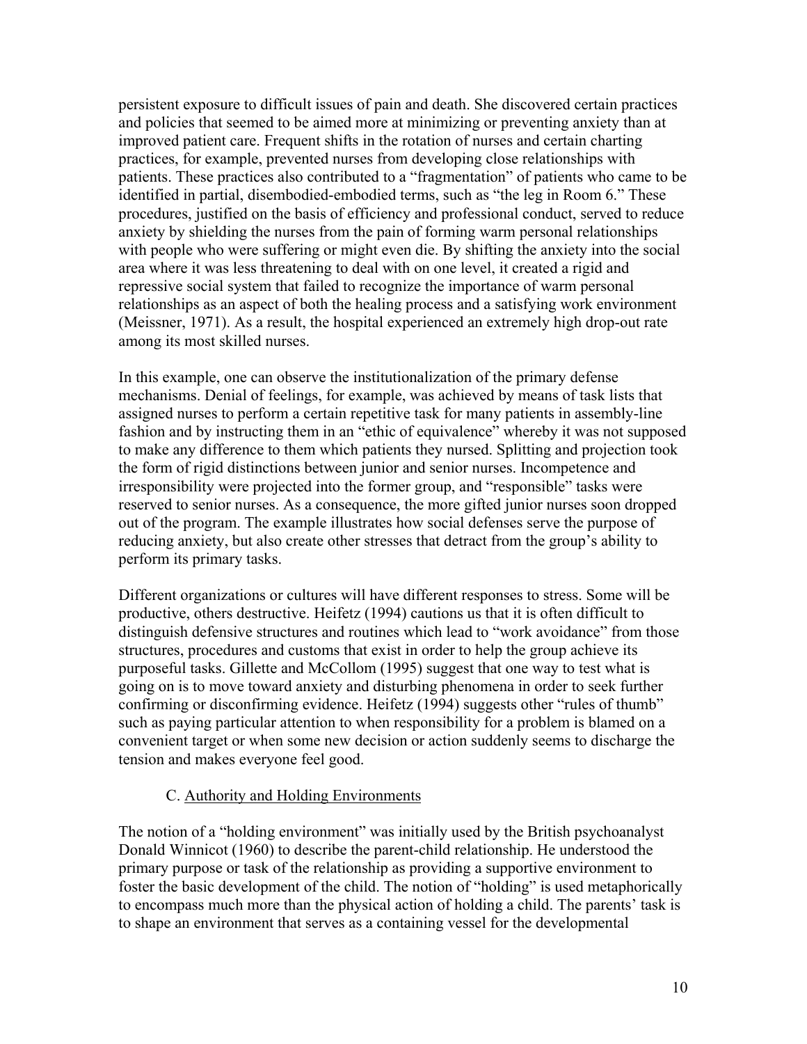persistent exposure to difficult issues of pain and death. She discovered certain practices and policies that seemed to be aimed more at minimizing or preventing anxiety than at improved patient care. Frequent shifts in the rotation of nurses and certain charting practices, for example, prevented nurses from developing close relationships with patients. These practices also contributed to a "fragmentation" of patients who came to be identified in partial, disembodied-embodied terms, such as "the leg in Room 6." These procedures, justified on the basis of efficiency and professional conduct, served to reduce anxiety by shielding the nurses from the pain of forming warm personal relationships with people who were suffering or might even die. By shifting the anxiety into the social area where it was less threatening to deal with on one level, it created a rigid and repressive social system that failed to recognize the importance of warm personal relationships as an aspect of both the healing process and a satisfying work environment (Meissner, 1971). As a result, the hospital experienced an extremely high drop-out rate among its most skilled nurses.

In this example, one can observe the institutionalization of the primary defense mechanisms. Denial of feelings, for example, was achieved by means of task lists that assigned nurses to perform a certain repetitive task for many patients in assembly-line fashion and by instructing them in an "ethic of equivalence" whereby it was not supposed to make any difference to them which patients they nursed. Splitting and projection took the form of rigid distinctions between junior and senior nurses. Incompetence and irresponsibility were projected into the former group, and "responsible" tasks were reserved to senior nurses. As a consequence, the more gifted junior nurses soon dropped out of the program. The example illustrates how social defenses serve the purpose of reducing anxiety, but also create other stresses that detract from the group's ability to perform its primary tasks.

Different organizations or cultures will have different responses to stress. Some will be productive, others destructive. Heifetz (1994) cautions us that it is often difficult to distinguish defensive structures and routines which lead to "work avoidance" from those structures, procedures and customs that exist in order to help the group achieve its purposeful tasks. Gillette and McCollom (1995) suggest that one way to test what is going on is to move toward anxiety and disturbing phenomena in order to seek further confirming or disconfirming evidence. Heifetz (1994) suggests other "rules of thumb" such as paying particular attention to when responsibility for a problem is blamed on a convenient target or when some new decision or action suddenly seems to discharge the tension and makes everyone feel good.

### C. Authority and Holding Environments

The notion of a "holding environment" was initially used by the British psychoanalyst Donald Winnicot (1960) to describe the parent-child relationship. He understood the primary purpose or task of the relationship as providing a supportive environment to foster the basic development of the child. The notion of "holding" is used metaphorically to encompass much more than the physical action of holding a child. The parents' task is to shape an environment that serves as a containing vessel for the developmental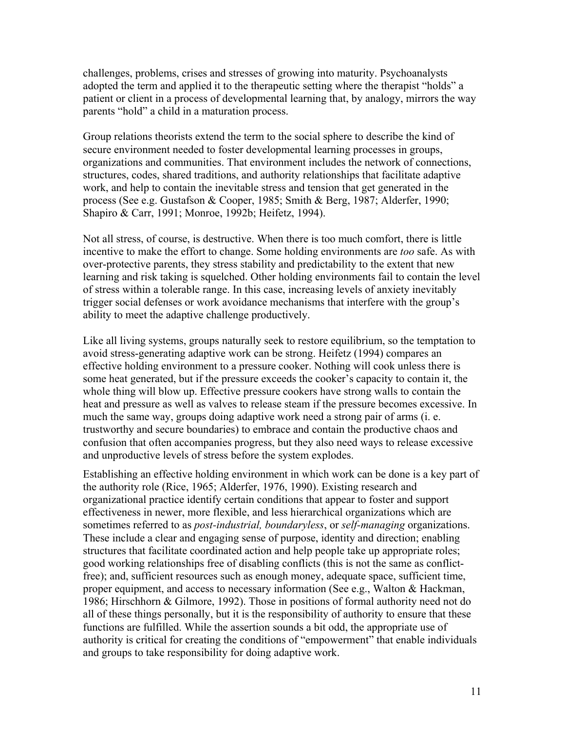challenges, problems, crises and stresses of growing into maturity. Psychoanalysts adopted the term and applied it to the therapeutic setting where the therapist "holds" a patient or client in a process of developmental learning that, by analogy, mirrors the way parents "hold" a child in a maturation process.

Group relations theorists extend the term to the social sphere to describe the kind of secure environment needed to foster developmental learning processes in groups, organizations and communities. That environment includes the network of connections, structures, codes, shared traditions, and authority relationships that facilitate adaptive work, and help to contain the inevitable stress and tension that get generated in the process (See e.g. Gustafson & Cooper, 1985; Smith & Berg, 1987; Alderfer, 1990; Shapiro & Carr, 1991; Monroe, 1992b; Heifetz, 1994).

Not all stress, of course, is destructive. When there is too much comfort, there is little incentive to make the effort to change. Some holding environments are *too* safe. As with over-protective parents, they stress stability and predictability to the extent that new learning and risk taking is squelched. Other holding environments fail to contain the level of stress within a tolerable range. In this case, increasing levels of anxiety inevitably trigger social defenses or work avoidance mechanisms that interfere with the group's ability to meet the adaptive challenge productively.

Like all living systems, groups naturally seek to restore equilibrium, so the temptation to avoid stress-generating adaptive work can be strong. Heifetz (1994) compares an effective holding environment to a pressure cooker. Nothing will cook unless there is some heat generated, but if the pressure exceeds the cooker's capacity to contain it, the whole thing will blow up. Effective pressure cookers have strong walls to contain the heat and pressure as well as valves to release steam if the pressure becomes excessive. In much the same way, groups doing adaptive work need a strong pair of arms (i. e. trustworthy and secure boundaries) to embrace and contain the productive chaos and confusion that often accompanies progress, but they also need ways to release excessive and unproductive levels of stress before the system explodes.

Establishing an effective holding environment in which work can be done is a key part of the authority role (Rice, 1965; Alderfer, 1976, 1990). Existing research and organizational practice identify certain conditions that appear to foster and support effectiveness in newer, more flexible, and less hierarchical organizations which are sometimes referred to as *post-industrial, boundaryless*, or *self-managing* organizations. These include a clear and engaging sense of purpose, identity and direction; enabling structures that facilitate coordinated action and help people take up appropriate roles; good working relationships free of disabling conflicts (this is not the same as conflict-free); and, sufficient resources such as enough money, adequate space, sufficient time, proper equipment, and access to necessary information (See e.g., Walton & Hackman, 1986; Hirschhorn & Gilmore, 1992). Those in positions of formal authority need not do all of these things personally, but it is the responsibility of authority to ensure that these functions are fulfilled. While the assertion sounds a bit odd, the appropriate use of authority is critical for creating the conditions of "empowerment" that enable individuals and groups to take responsibility for doing adaptive work.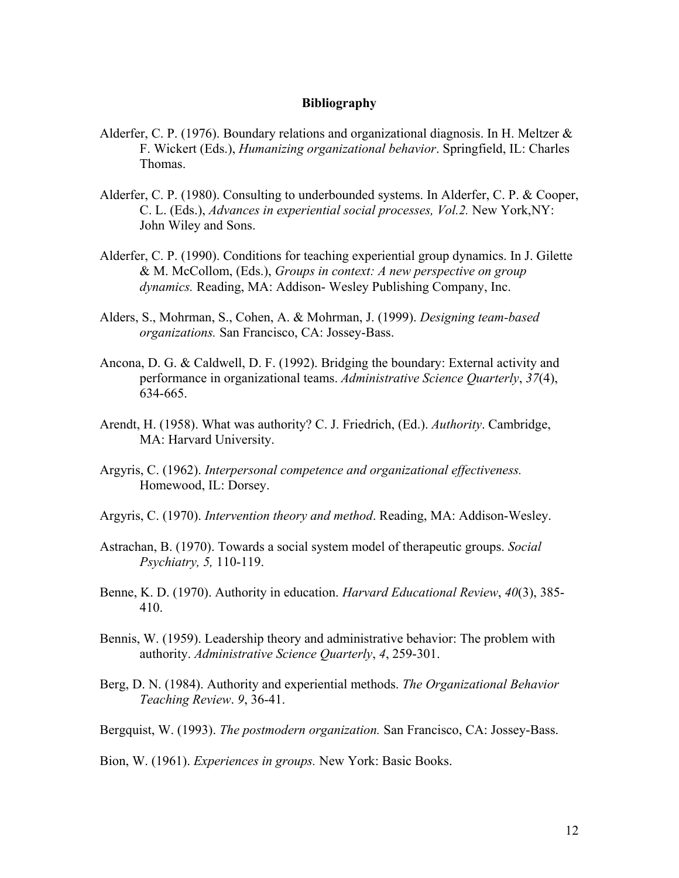## Bibliography

Alderfer, C. P. (1976). Boundary relations and organizational diagnosis. In H. Meltzer & F. Wickert (Eds.), *Humanizing organizational behavior*. Springfield, IL: Charles Thomas.

Alderfer, C. P. (1980). Consulting to underbounded systems. In Alderfer, C. P. & Cooper, C. L. (Eds.), *Advances in experiential social processes, Vol.2.* New York,NY: John Wiley and Sons.

Alderfer, C. P. (1990). Conditions for teaching experiential group dynamics. In J. Gilette & M. McCollom, (Eds.), *Groups in context: A new perspective on group dynamics.* Reading, MA: Addison- Wesley Publishing Company, Inc.

Alders, S., Mohrman, S., Cohen, A. & Mohrman, J. (1999). *Designing team-based organizations.* San Francisco, CA: Jossey-Bass.

Ancona, D. G. & Caldwell, D. F. (1992). Bridging the boundary: External activity and performance in organizational teams. *Administrative Science Quarterly*, *37*(4), 634-665.

Arendt, H. (1958). What was authority? C. J. Friedrich, (Ed.). *Authority*. Cambridge, MA: Harvard University.

Argyris, C. (1962). *Interpersonal competence and organizational effectiveness.* Homewood, IL: Dorsey.

Argyris, C. (1970). *Intervention theory and method*. Reading, MA: Addison-Wesley.

Astrachan, B. (1970). Towards a social system model of therapeutic groups. *Social Psychiatry, 5,* 110-119.

Benne, K. D. (1970). Authority in education. *Harvard Educational Review*, *40*(3), 385-410.

Bennis, W. (1959). Leadership theory and administrative behavior: The problem with authority. *Administrative Science Quarterly*, *4*, 259-301.

Berg, D. N. (1984). Authority and experiential methods. *The Organizational Behavior Teaching Review*. *9*, 36-41.

Bergquist, W. (1993). *The postmodern organization.* San Francisco, CA: Jossey-Bass.

Bion, W. (1961). *Experiences in groups.* New York: Basic Books.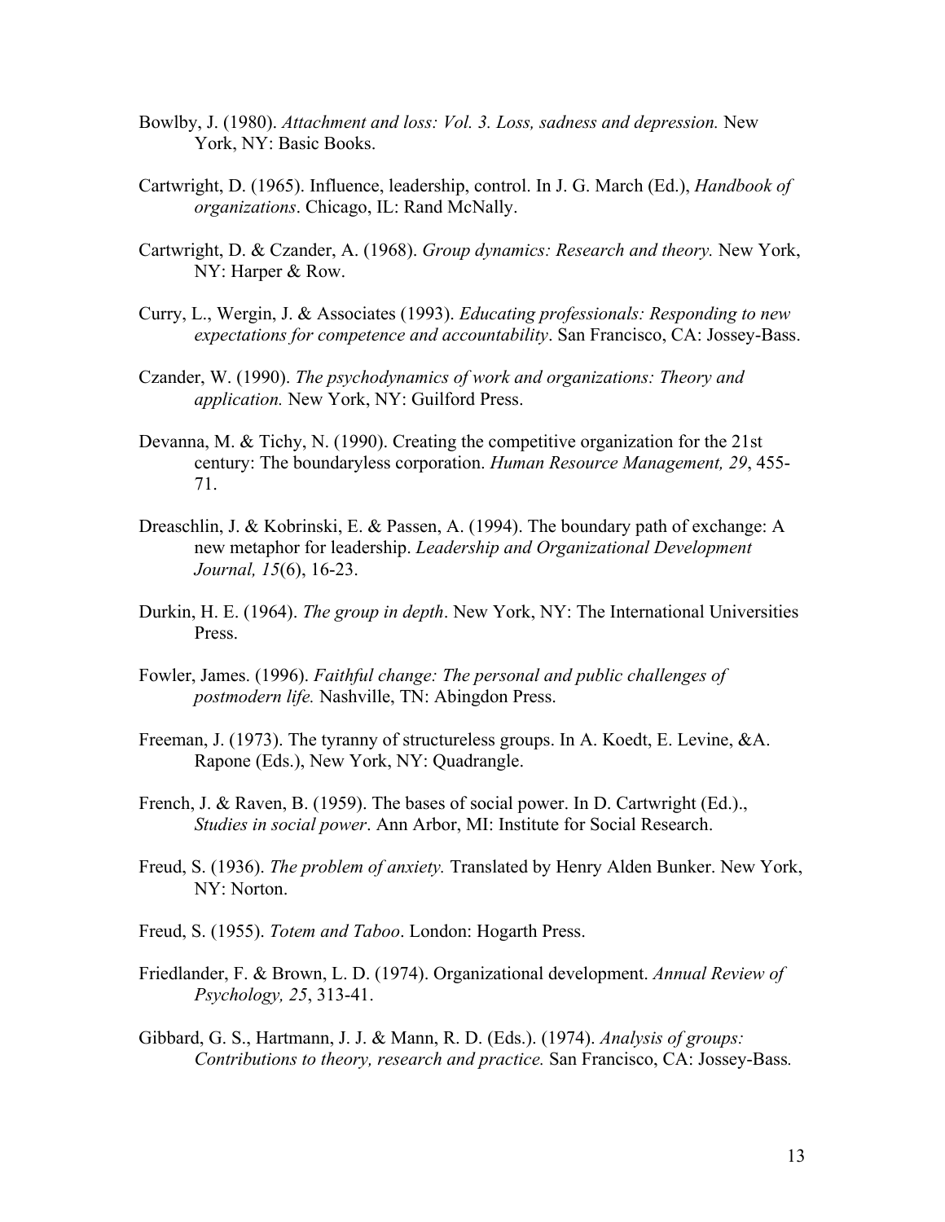Bowlby, J. (1980). *Attachment and loss: Vol. 3. Loss, sadness and depression.* New York, NY: Basic Books.

Cartwright, D. (1965). Influence, leadership, control. In J. G. March (Ed.), *Handbook of organizations*. Chicago, IL: Rand McNally.

Cartwright, D. & Czander, A. (1968). *Group dynamics: Research and theory.* New York, NY: Harper & Row.

Curry, L., Wergin, J. & Associates (1993). *Educating professionals: Responding to new expectations for competence and accountability*. San Francisco, CA: Jossey-Bass.

Czander, W. (1990). *The psychodynamics of work and organizations: Theory and application.* New York, NY: Guilford Press.

Devanna, M. & Tichy, N. (1990). Creating the competitive organization for the 21st century: The boundaryless corporation. *Human Resource Management, 29*, 455-71.

Dreaschlin, J. & Kobrinski, E. & Passen, A. (1994). The boundary path of exchange: A new metaphor for leadership. *Leadership and Organizational Development Journal, 15*(6), 16-23.

Durkin, H. E. (1964). *The group in depth*. New York, NY: The International Universities Press.

Fowler, James. (1996). *Faithful change: The personal and public challenges of postmodern life.* Nashville, TN: Abingdon Press.

Freeman, J. (1973). The tyranny of structureless groups. In A. Koedt, E. Levine, &A. Rapone (Eds.), New York, NY: Quadrangle.

French, J. & Raven, B. (1959). The bases of social power. In D. Cartwright (Ed.)., *Studies in social power*. Ann Arbor, MI: Institute for Social Research.

Freud, S. (1936). *The problem of anxiety.* Translated by Henry Alden Bunker. New York, NY: Norton.

Freud, S. (1955). *Totem and Taboo*. London: Hogarth Press.

Friedlander, F. & Brown, L. D. (1974). Organizational development. *Annual Review of Psychology, 25*, 313-41.

Gibbard, G. S., Hartmann, J. J. & Mann, R. D. (Eds.). (1974). *Analysis of groups: Contributions to theory, research and practice.* San Francisco, CA: Jossey-Bass*.*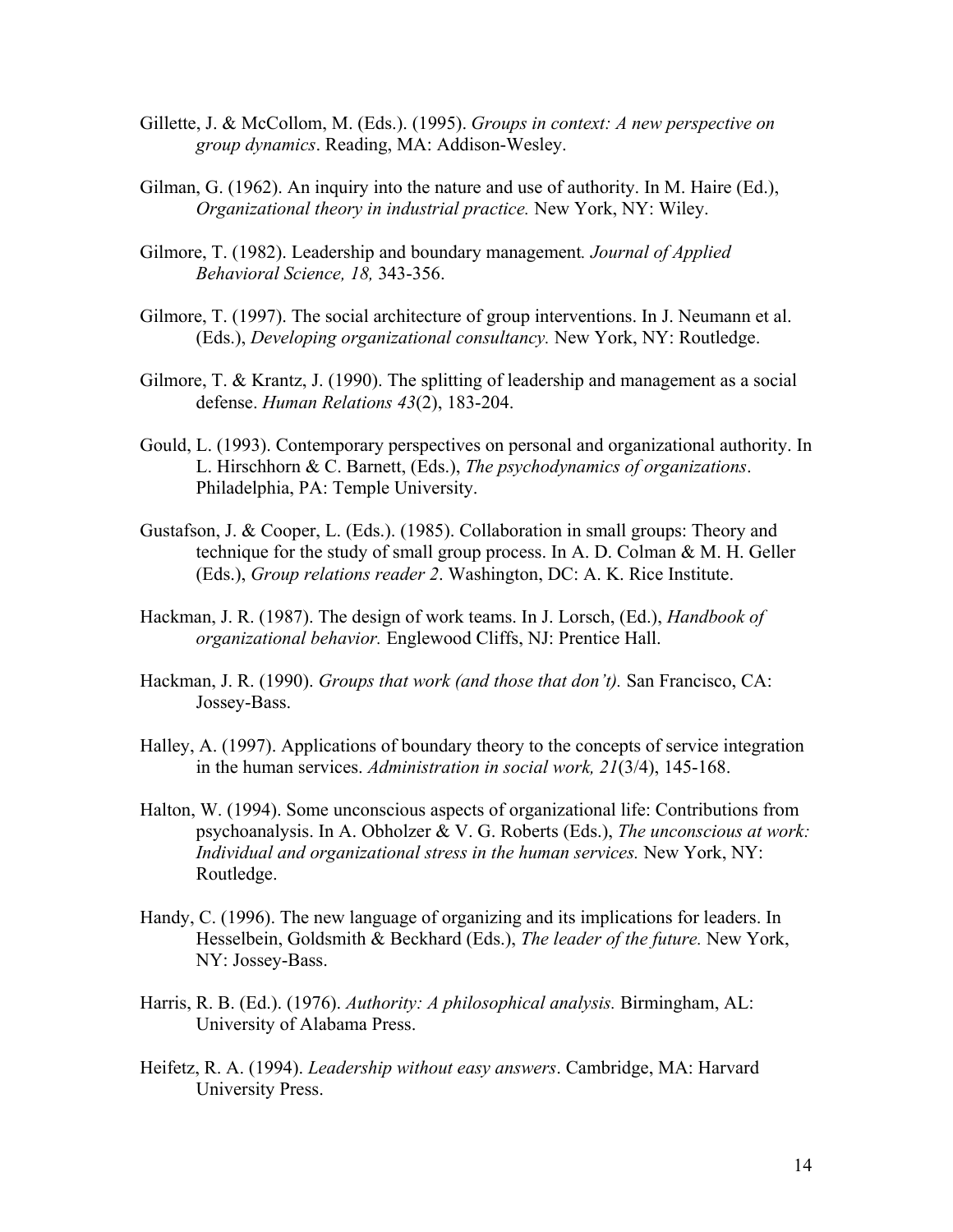Gillette, J. & McCollom, M. (Eds.). (1995). *Groups in context: A new perspective on group dynamics*. Reading, MA: Addison-Wesley.

Gilman, G. (1962). An inquiry into the nature and use of authority. In M. Haire (Ed.), *Organizational theory in industrial practice.* New York, NY: Wiley.

Gilmore, T. (1982). Leadership and boundary management*. Journal of Applied Behavioral Science, 18,* 343-356.

Gilmore, T. (1997). The social architecture of group interventions. In J. Neumann et al. (Eds.), *Developing organizational consultancy.* New York, NY: Routledge.

Gilmore, T. & Krantz, J. (1990). The splitting of leadership and management as a social defense. *Human Relations 43*(2), 183-204.

Gould, L. (1993). Contemporary perspectives on personal and organizational authority. In L. Hirschhorn & C. Barnett, (Eds.), *The psychodynamics of organizations*. Philadelphia, PA: Temple University.

Gustafson, J. & Cooper, L. (Eds.). (1985). Collaboration in small groups: Theory and technique for the study of small group process. In A. D. Colman & M. H. Geller (Eds.), *Group relations reader 2*. Washington, DC: A. K. Rice Institute.

Hackman, J. R. (1987). The design of work teams. In J. Lorsch, (Ed.), *Handbook of organizational behavior.* Englewood Cliffs, NJ: Prentice Hall.

Hackman, J. R. (1990). *Groups that work (and those that don't).* San Francisco, CA: Jossey-Bass.

Halley, A. (1997). Applications of boundary theory to the concepts of service integration in the human services. *Administration in social work, 21*(3/4), 145-168.

Halton, W. (1994). Some unconscious aspects of organizational life: Contributions from psychoanalysis. In A. Obholzer & V. G. Roberts (Eds.), *The unconscious at work: Individual and organizational stress in the human services.* New York, NY: Routledge.

Handy, C. (1996). The new language of organizing and its implications for leaders. In Hesselbein, Goldsmith & Beckhard (Eds.), *The leader of the future.* New York, NY: Jossey-Bass.

Harris, R. B. (Ed.). (1976). *Authority: A philosophical analysis.* Birmingham, AL: University of Alabama Press.

Heifetz, R. A. (1994). *Leadership without easy answers*. Cambridge, MA: Harvard University Press.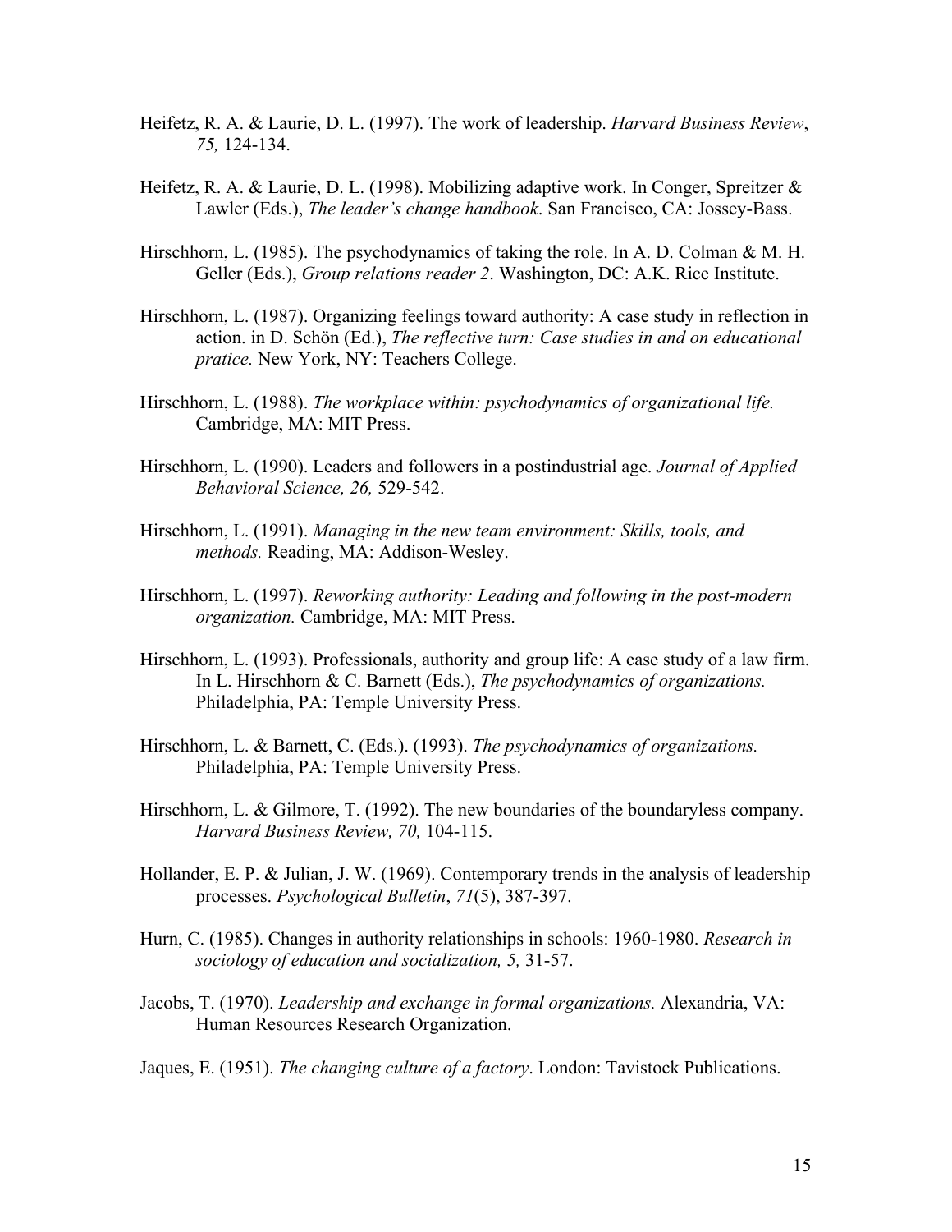Heifetz, R. A. & Laurie, D. L. (1997). The work of leadership. *Harvard Business Review*, *75,* 124-134.

Heifetz, R. A. & Laurie, D. L. (1998). Mobilizing adaptive work. In Conger, Spreitzer & Lawler (Eds.), *The leader's change handbook*. San Francisco, CA: Jossey-Bass.

Hirschhorn, L. (1985). The psychodynamics of taking the role. In A. D. Colman & M. H. Geller (Eds.), *Group relations reader 2*. Washington, DC: A.K. Rice Institute.

Hirschhorn, L. (1987). Organizing feelings toward authority: A case study in reflection in action. in D. Schön (Ed.), *The reflective turn: Case studies in and on educational pratice.* New York, NY: Teachers College.

Hirschhorn, L. (1988). *The workplace within: psychodynamics of organizational life.* Cambridge, MA: MIT Press.

Hirschhorn, L. (1990). Leaders and followers in a postindustrial age. *Journal of Applied Behavioral Science, 26,* 529-542.

Hirschhorn, L. (1991). *Managing in the new team environment: Skills, tools, and methods.* Reading, MA: Addison-Wesley.

Hirschhorn, L. (1997). *Reworking authority: Leading and following in the post-modern organization.* Cambridge, MA: MIT Press.

Hirschhorn, L. (1993). Professionals, authority and group life: A case study of a law firm. In L. Hirschhorn & C. Barnett (Eds.), *The psychodynamics of organizations.* Philadelphia, PA: Temple University Press.

Hirschhorn, L. & Barnett, C. (Eds.). (1993). *The psychodynamics of organizations.* Philadelphia, PA: Temple University Press.

Hirschhorn, L. & Gilmore, T. (1992). The new boundaries of the boundaryless company. *Harvard Business Review, 70,* 104-115.

Hollander, E. P. & Julian, J. W. (1969). Contemporary trends in the analysis of leadership processes. *Psychological Bulletin*, *71*(5), 387-397.

Hurn, C. (1985). Changes in authority relationships in schools: 1960-1980. *Research in sociology of education and socialization, 5,* 31-57.

Jacobs, T. (1970). *Leadership and exchange in formal organizations.* Alexandria, VA: Human Resources Research Organization.

Jaques, E. (1951). *The changing culture of a factory*. London: Tavistock Publications.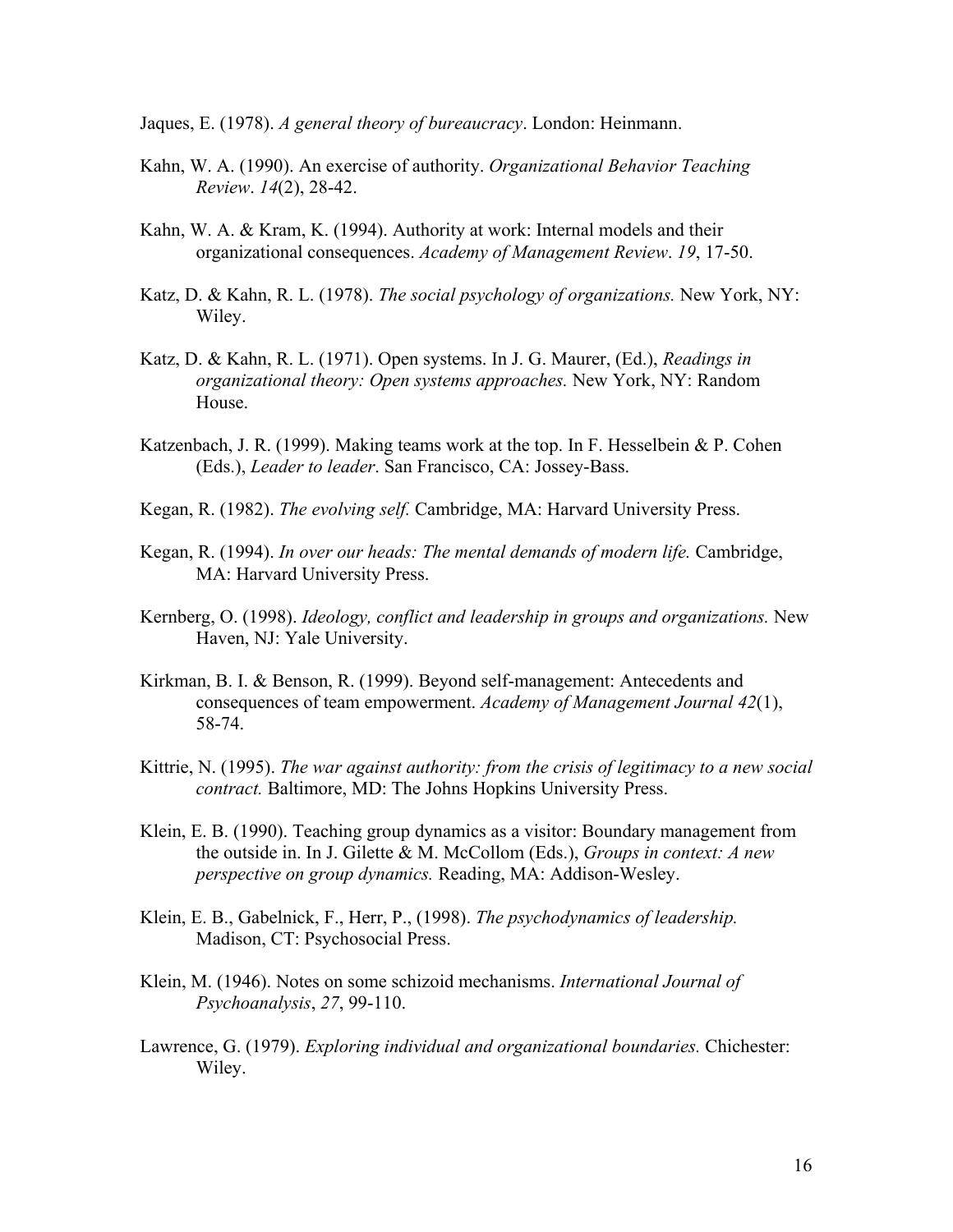Jaques, E. (1978). *A general theory of bureaucracy*. London: Heinmann.

Kahn, W. A. (1990). An exercise of authority. *Organizational Behavior Teaching Review*. *14*(2), 28-42.

Kahn, W. A. & Kram, K. (1994). Authority at work: Internal models and their organizational consequences. *Academy of Management Review*. *19*, 17-50.

Katz, D. & Kahn, R. L. (1978). *The social psychology of organizations.* New York, NY: Wiley.

Katz, D. & Kahn, R. L. (1971). Open systems. In J. G. Maurer, (Ed.), *Readings in organizational theory: Open systems approaches.* New York, NY: Random House.

Katzenbach, J. R. (1999). Making teams work at the top. In F. Hesselbein & P. Cohen (Eds.), *Leader to leader*. San Francisco, CA: Jossey-Bass.

Kegan, R. (1982). *The evolving self.* Cambridge, MA: Harvard University Press.

Kegan, R. (1994). *In over our heads: The mental demands of modern life.* Cambridge, MA: Harvard University Press.

Kernberg, O. (1998). *Ideology, conflict and leadership in groups and organizations.* New Haven, NJ: Yale University.

Kirkman, B. I. & Benson, R. (1999). Beyond self-management: Antecedents and consequences of team empowerment. *Academy of Management Journal 42*(1), 58-74.

Kittrie, N. (1995). *The war against authority: from the crisis of legitimacy to a new social contract.* Baltimore, MD: The Johns Hopkins University Press.

Klein, E. B. (1990). Teaching group dynamics as a visitor: Boundary management from the outside in. In J. Gilette & M. McCollom (Eds.), *Groups in context: A new perspective on group dynamics.* Reading, MA: Addison-Wesley.

Klein, E. B., Gabelnick, F., Herr, P., (1998). *The psychodynamics of leadership.* Madison, CT: Psychosocial Press.

Klein, M. (1946). Notes on some schizoid mechanisms. *International Journal of Psychoanalysis*, *27*, 99-110.

Lawrence, G. (1979). *Exploring individual and organizational boundaries.* Chichester: Wiley.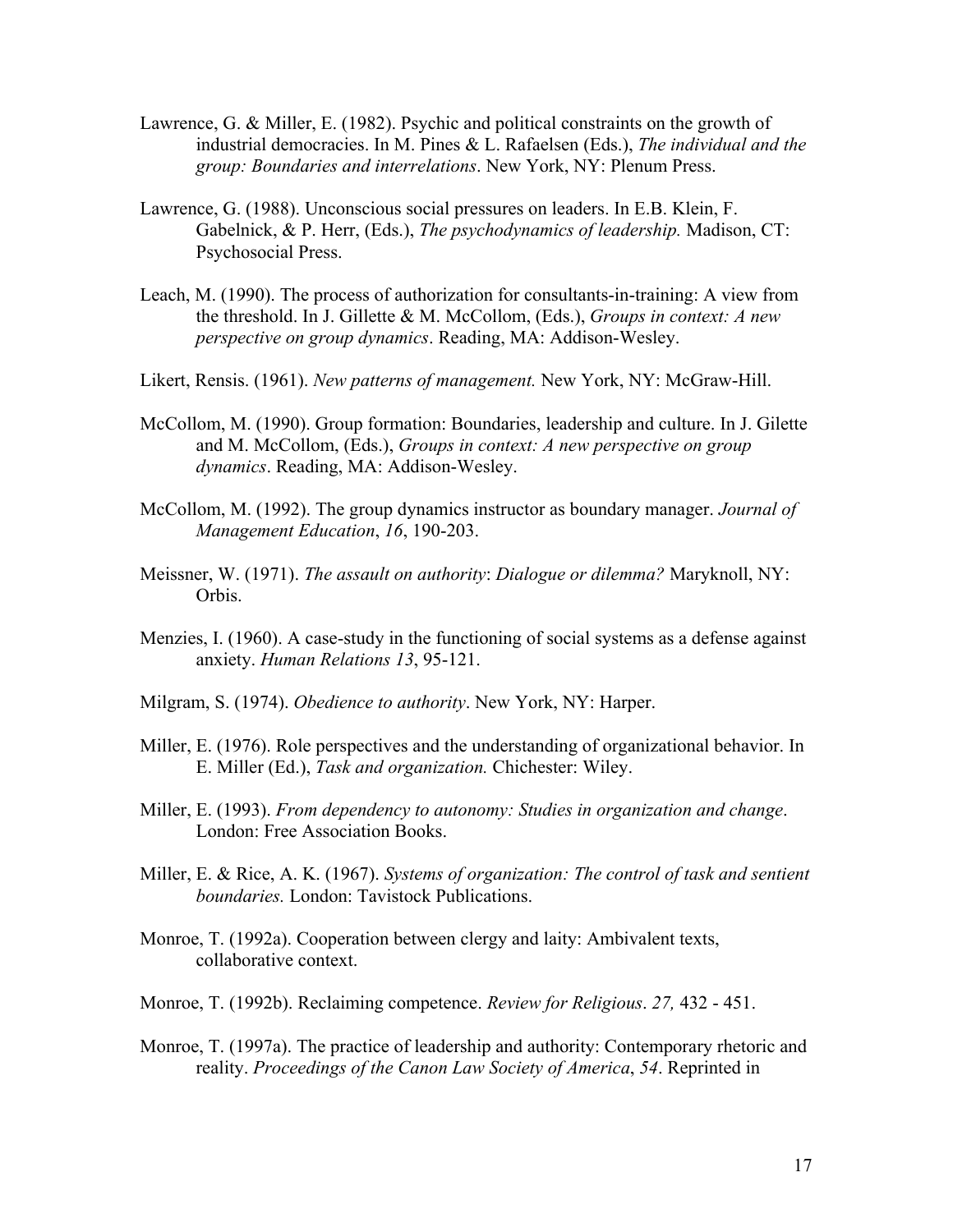Lawrence, G. & Miller, E. (1982). Psychic and political constraints on the growth of industrial democracies. In M. Pines & L. Rafaelsen (Eds.), *The individual and the group: Boundaries and interrelations*. New York, NY: Plenum Press.

Lawrence, G. (1988). Unconscious social pressures on leaders. In E.B. Klein, F. Gabelnick, & P. Herr, (Eds.), *The psychodynamics of leadership.* Madison, CT: Psychosocial Press.

Leach, M. (1990). The process of authorization for consultants-in-training: A view from the threshold. In J. Gillette & M. McCollom, (Eds.), *Groups in context: A new perspective on group dynamics*. Reading, MA: Addison-Wesley.

Likert, Rensis. (1961). *New patterns of management.* New York, NY: McGraw-Hill.

McCollom, M. (1990). Group formation: Boundaries, leadership and culture. In J. Gilette and M. McCollom, (Eds.), *Groups in context: A new perspective on group dynamics*. Reading, MA: Addison-Wesley.

McCollom, M. (1992). The group dynamics instructor as boundary manager. *Journal of Management Education*, *16*, 190-203.

Meissner, W. (1971). *The assault on authority*: *Dialogue or dilemma?* Maryknoll, NY: Orbis.

Menzies, I. (1960). A case-study in the functioning of social systems as a defense against anxiety. *Human Relations 13*, 95-121.

Milgram, S. (1974). *Obedience to authority*. New York, NY: Harper.

Miller, E. (1976). Role perspectives and the understanding of organizational behavior. In E. Miller (Ed.), *Task and organization.* Chichester: Wiley.

Miller, E. (1993). *From dependency to autonomy: Studies in organization and change*. London: Free Association Books.

Miller, E. & Rice, A. K. (1967). *Systems of organization: The control of task and sentient boundaries.* London: Tavistock Publications.

Monroe, T. (1992a). Cooperation between clergy and laity: Ambivalent texts, collaborative context.

Monroe, T. (1992b). Reclaiming competence. *Review for Religious*. *27,* 432 - 451.

Monroe, T. (1997a). The practice of leadership and authority: Contemporary rhetoric and reality. *Proceedings of the Canon Law Society of America*, *54*. Reprinted in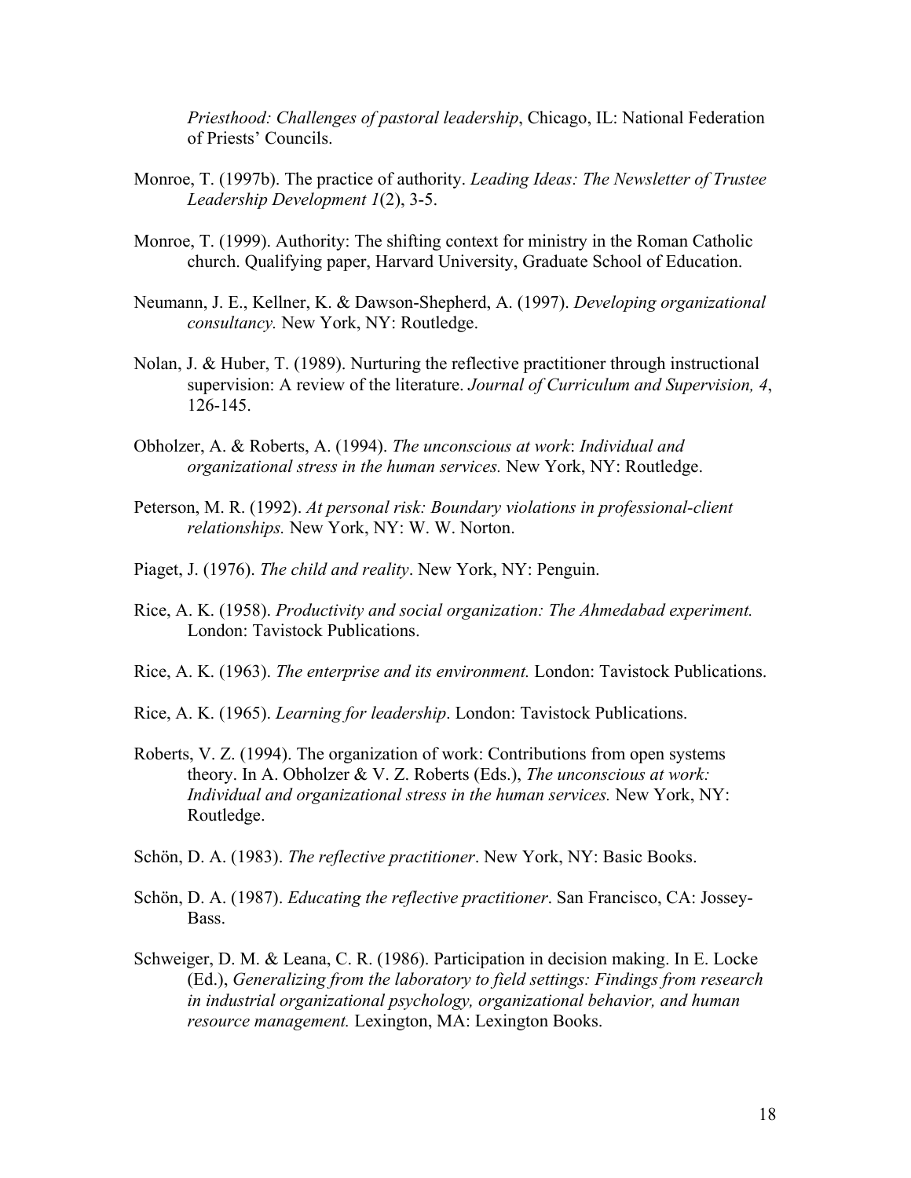*Priesthood: Challenges of pastoral leadership*, Chicago, IL: National Federation of Priests' Councils.

Monroe, T. (1997b). The practice of authority. *Leading Ideas: The Newsletter of Trustee Leadership Development 1*(2), 3-5.

Monroe, T. (1999). Authority: The shifting context for ministry in the Roman Catholic church. Qualifying paper, Harvard University, Graduate School of Education.

Neumann, J. E., Kellner, K. & Dawson-Shepherd, A. (1997). *Developing organizational consultancy.* New York, NY: Routledge.

Nolan, J. & Huber, T. (1989). Nurturing the reflective practitioner through instructional supervision: A review of the literature. *Journal of Curriculum and Supervision, 4*, 126-145.

Obholzer, A. & Roberts, A. (1994). *The unconscious at work*: *Individual and organizational stress in the human services.* New York, NY: Routledge.

Peterson, M. R. (1992). *At personal risk: Boundary violations in professional-client relationships.* New York, NY: W. W. Norton.

Piaget, J. (1976). *The child and reality*. New York, NY: Penguin.

Rice, A. K. (1958). *Productivity and social organization: The Ahmedabad experiment.* London: Tavistock Publications.

Rice, A. K. (1963). *The enterprise and its environment.* London: Tavistock Publications.

Rice, A. K. (1965). *Learning for leadership*. London: Tavistock Publications.

Roberts, V. Z. (1994). The organization of work: Contributions from open systems theory. In A. Obholzer & V. Z. Roberts (Eds.), *The unconscious at work: Individual and organizational stress in the human services.* New York, NY: Routledge.

Schön, D. A. (1983). *The reflective practitioner*. New York, NY: Basic Books.

Schön, D. A. (1987). *Educating the reflective practitioner*. San Francisco, CA: Jossey-Bass.

Schweiger, D. M. & Leana, C. R. (1986). Participation in decision making. In E. Locke (Ed.), *Generalizing from the laboratory to field settings: Findings from research in industrial organizational psychology, organizational behavior, and human resource management.* Lexington, MA: Lexington Books.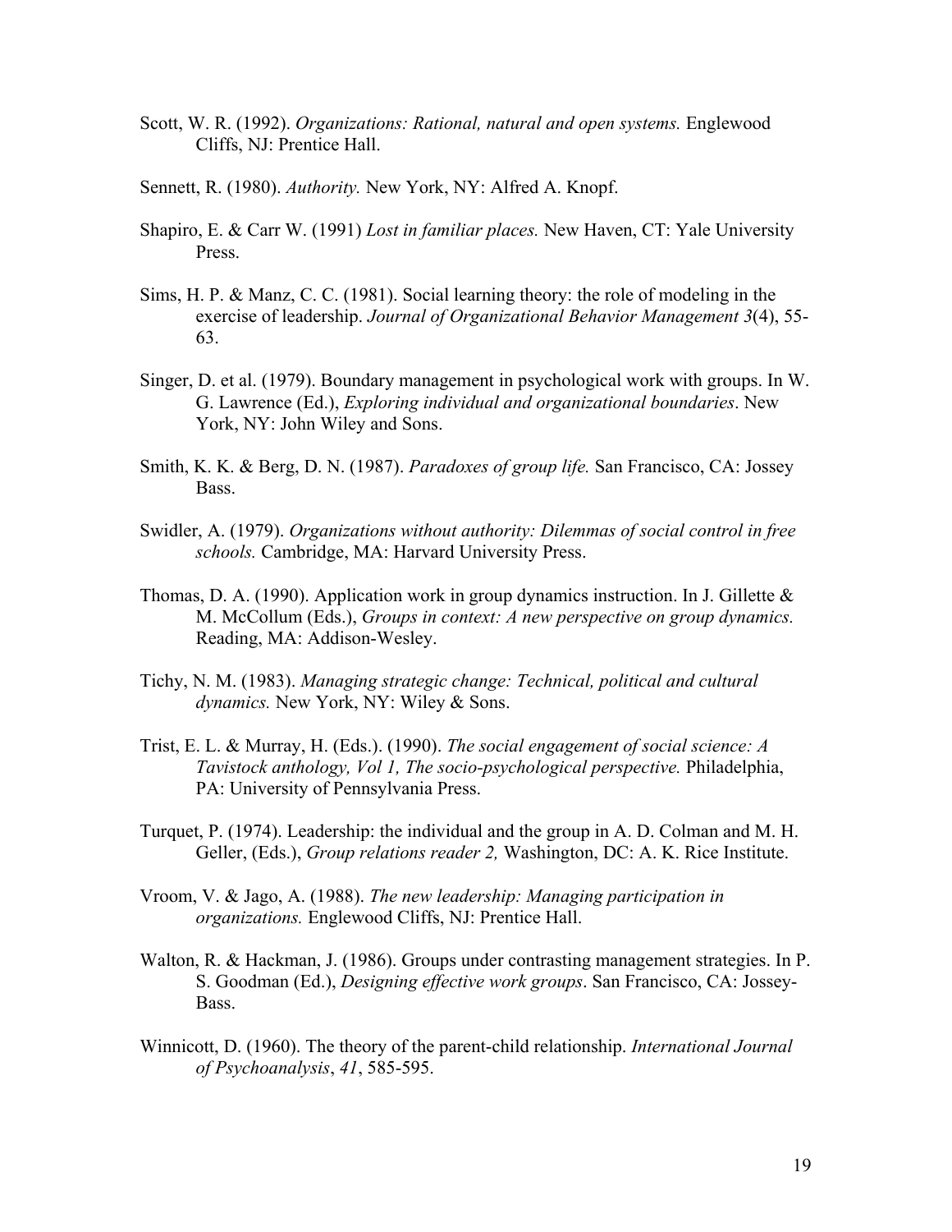Scott, W. R. (1992). *Organizations: Rational, natural and open systems.* Englewood Cliffs, NJ: Prentice Hall.

Sennett, R. (1980). *Authority.* New York, NY: Alfred A. Knopf.

Shapiro, E. & Carr W. (1991) *Lost in familiar places.* New Haven, CT: Yale University Press.

Sims, H. P. & Manz, C. C. (1981). Social learning theory: the role of modeling in the exercise of leadership. *Journal of Organizational Behavior Management 3*(4), 55-63.

Singer, D. et al. (1979). Boundary management in psychological work with groups. In W. G. Lawrence (Ed.), *Exploring individual and organizational boundaries*. New York, NY: John Wiley and Sons.

Smith, K. K. & Berg, D. N. (1987). *Paradoxes of group life.* San Francisco, CA: Jossey Bass.

Swidler, A. (1979). *Organizations without authority: Dilemmas of social control in free schools.* Cambridge, MA: Harvard University Press.

Thomas, D. A. (1990). Application work in group dynamics instruction. In J. Gillette & M. McCollum (Eds.), *Groups in context: A new perspective on group dynamics.* Reading, MA: Addison-Wesley.

Tichy, N. M. (1983). *Managing strategic change: Technical, political and cultural dynamics.* New York, NY: Wiley & Sons.

Trist, E. L. & Murray, H. (Eds.). (1990). *The social engagement of social science: A Tavistock anthology, Vol 1, The socio-psychological perspective.* Philadelphia, PA: University of Pennsylvania Press.

Turquet, P. (1974). Leadership: the individual and the group in A. D. Colman and M. H. Geller, (Eds.), *Group relations reader 2,* Washington, DC: A. K. Rice Institute.

Vroom, V. & Jago, A. (1988). *The new leadership: Managing participation in organizations.* Englewood Cliffs, NJ: Prentice Hall.

Walton, R. & Hackman, J. (1986). Groups under contrasting management strategies. In P. S. Goodman (Ed.), *Designing effective work groups*. San Francisco, CA: Jossey-Bass.

Winnicott, D. (1960). The theory of the parent-child relationship. *International Journal of Psychoanalysis*, *41*, 585-595.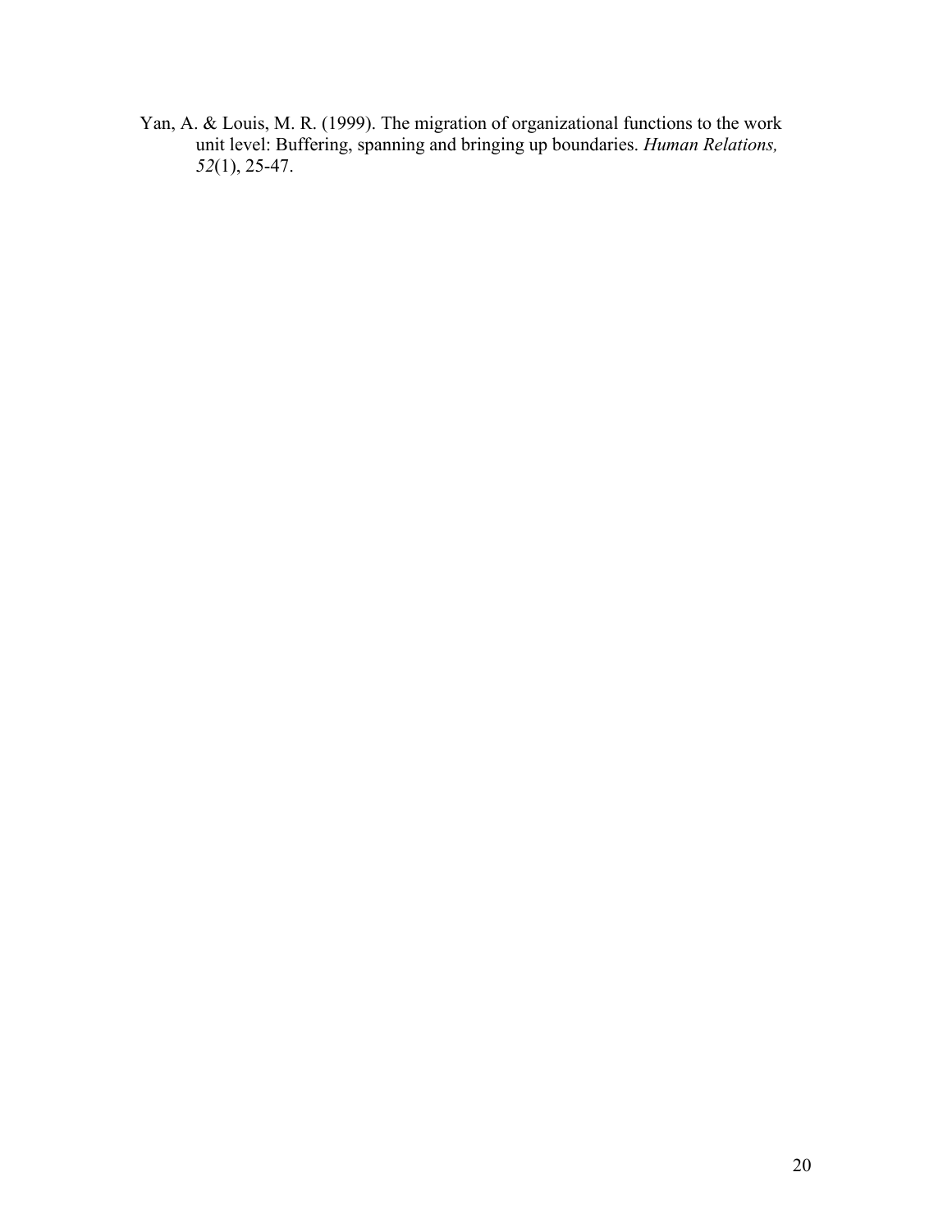Yan, A. & Louis, M. R. (1999). The migration of organizational functions to the work unit level: Buffering, spanning and bringing up boundaries. *Human Relations, 52*(1), 25-47.